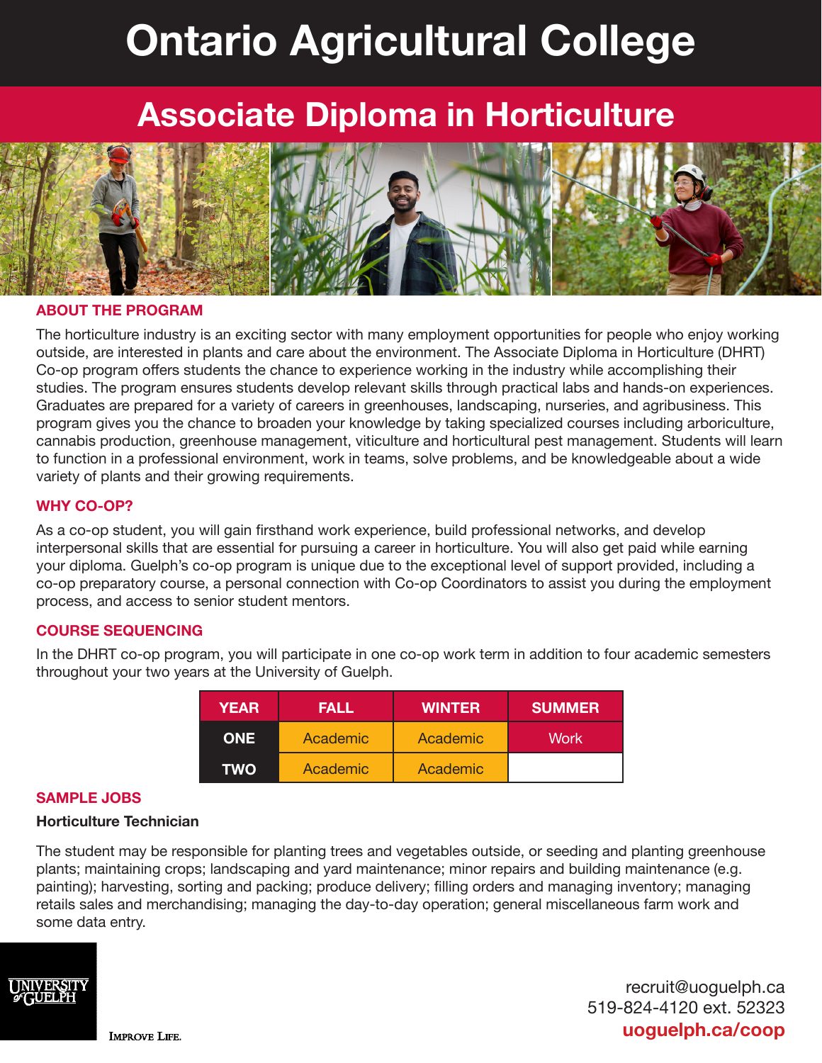# Ontario Agricultural College

## Associate Diploma in Horticulture

### ABOUT THE PROGRAM

The horticulture industry is an exciting sector with many employment opportunities for people who enjoy working outside, are interested in plants and care about the environment. The Associate Diploma in Horticulture (DHRT) Co-op program offers students the chance to experience working in the industry while accomplishing their studies. The program ensures students develop relevant skills through practical labs and hands-on experiences. Graduates are prepared for a variety of careers in greenhouses, landscaping, nurseries, and agribusiness. This program gives you the chance to broaden your knowledge by taking specialized courses including arboriculture, cannabis production, greenhouse management, viticulture and horticultural pest management. Students will learn to function in a professional environment, work in teams, solve problems, and be knowledgeable about a wide variety of plants and their growing requirements.

### WHY CO-OP?

As a co-op student, you will gain firsthand work experience, build professional networks, and develop interpersonal skills that are essential for pursuing a career in horticulture. You will also get paid while earning your diploma. Guelph's co-op program is unique due to the exceptional level of support provided, including a co-op preparatory course, a personal connection with Co-op Coordinators to assist you during the employment process, and access to senior student mentors.

### COURSE SEQUENCING

In the DHRT co-op program, you will participate in one co-op work term in addition to four academic semesters throughout your two years at the University of Guelph.

| YEAR | FALL | WINTER | SUMMER |
|---|---|---|---|
| ONE | Academic | Academic | Work |
| TWO | Academic | Academic | |

### SAMPLE JOBS

**Horticulture Technician**

The student may be responsible for planting trees and vegetables outside, or seeding and planting greenhouse plants; maintaining crops; landscaping and yard maintenance; minor repairs and building maintenance (e.g. painting); harvesting, sorting and packing; produce delivery; filling orders and managing inventory; managing retails sales and merchandising; managing the day-to-day operation; general miscellaneous farm work and some data entry.

UNIVERSITY of GUELPH

IMPROVE LIFE.

recruit@uoguelph.ca
519-824-4120 ext. 52323
**uoguelph.ca/coop**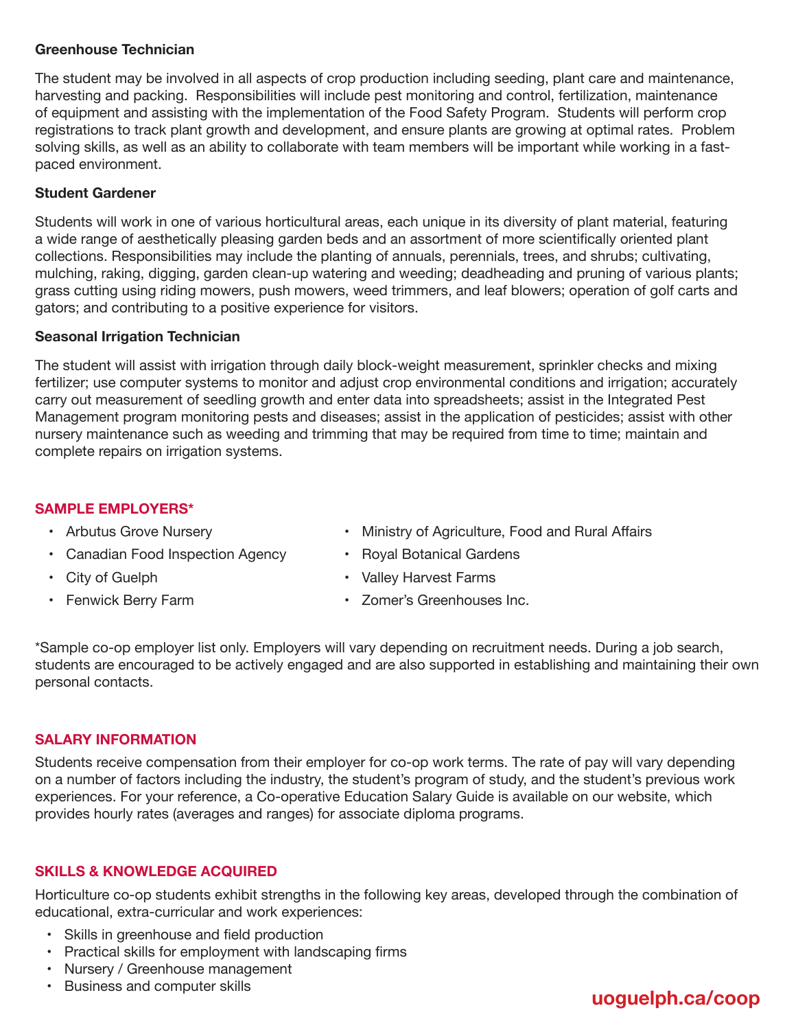### Greenhouse Technician

The student may be involved in all aspects of crop production including seeding, plant care and maintenance, harvesting and packing. Responsibilities will include pest monitoring and control, fertilization, maintenance of equipment and assisting with the implementation of the Food Safety Program. Students will perform crop registrations to track plant growth and development, and ensure plants are growing at optimal rates. Problem solving skills, as well as an ability to collaborate with team members will be important while working in a fast-paced environment.

### Student Gardener

Students will work in one of various horticultural areas, each unique in its diversity of plant material, featuring a wide range of aesthetically pleasing garden beds and an assortment of more scientifically oriented plant collections. Responsibilities may include the planting of annuals, perennials, trees, and shrubs; cultivating, mulching, raking, digging, garden clean-up watering and weeding; deadheading and pruning of various plants; grass cutting using riding mowers, push mowers, weed trimmers, and leaf blowers; operation of golf carts and gators; and contributing to a positive experience for visitors.

### Seasonal Irrigation Technician

The student will assist with irrigation through daily block-weight measurement, sprinkler checks and mixing fertilizer; use computer systems to monitor and adjust crop environmental conditions and irrigation; accurately carry out measurement of seedling growth and enter data into spreadsheets; assist in the Integrated Pest Management program monitoring pests and diseases; assist in the application of pesticides; assist with other nursery maintenance such as weeding and trimming that may be required from time to time; maintain and complete repairs on irrigation systems.

## SAMPLE EMPLOYERS*

- Arbutus Grove Nursery
- Canadian Food Inspection Agency
- City of Guelph
- Fenwick Berry Farm
- Ministry of Agriculture, Food and Rural Affairs
- Royal Botanical Gardens
- Valley Harvest Farms
- Zomer's Greenhouses Inc.

*Sample co-op employer list only. Employers will vary depending on recruitment needs. During a job search, students are encouraged to be actively engaged and are also supported in establishing and maintaining their own personal contacts.

## SALARY INFORMATION

Students receive compensation from their employer for co-op work terms. The rate of pay will vary depending on a number of factors including the industry, the student's program of study, and the student's previous work experiences. For your reference, a Co-operative Education Salary Guide is available on our website, which provides hourly rates (averages and ranges) for associate diploma programs.

## SKILLS & KNOWLEDGE ACQUIRED

Horticulture co-op students exhibit strengths in the following key areas, developed through the combination of educational, extra-curricular and work experiences:

- Skills in greenhouse and field production
- Practical skills for employment with landscaping firms
- Nursery / Greenhouse management
- Business and computer skills

**uoguelph.ca/coop**